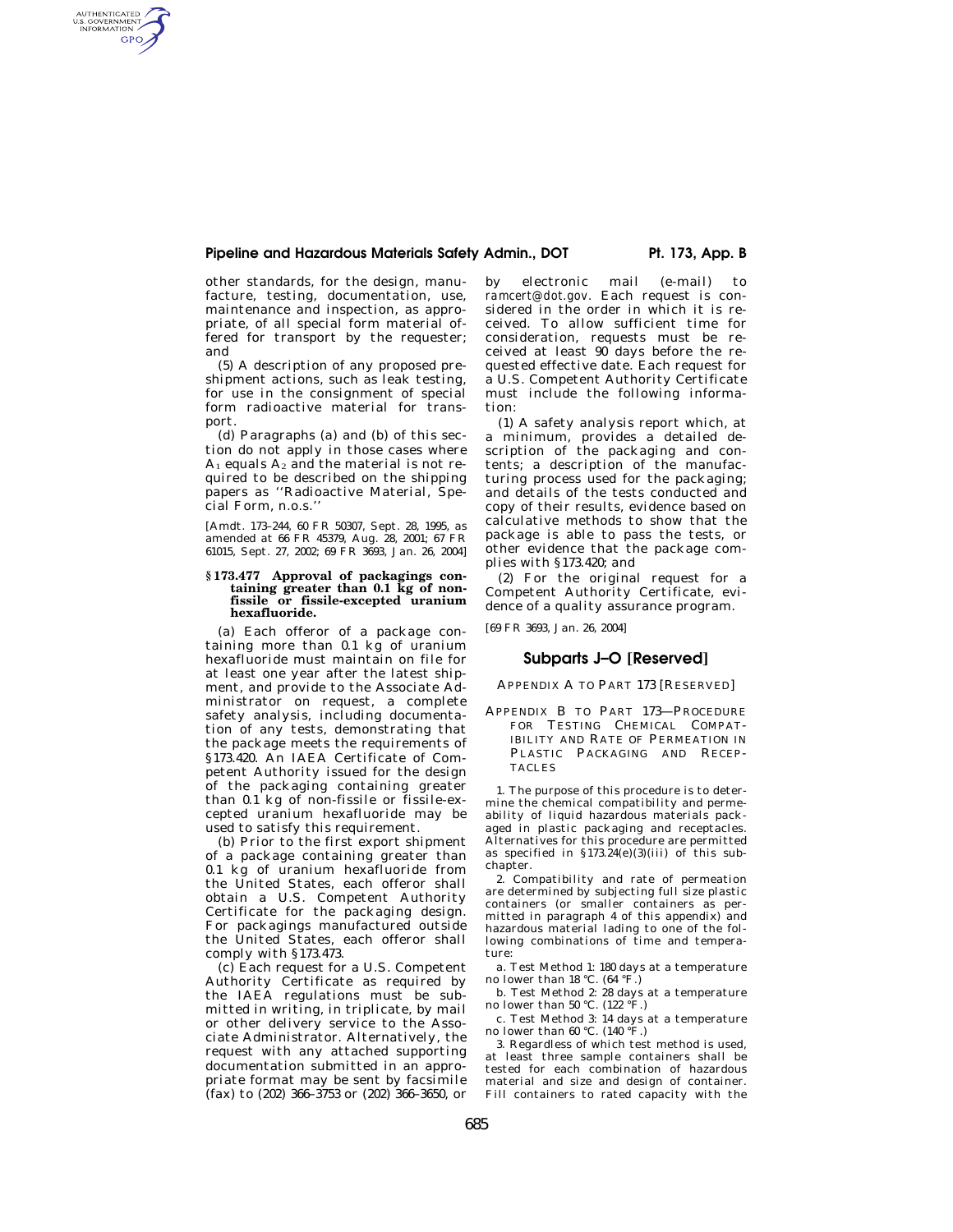other standards, for the design, manufacture, testing, documentation, use, maintenance and inspection, as appropriate, of all special form material offered for transport by the requester; and

(5) A description of any proposed preshipment actions, such as leak testing, for use in the consignment of special form radioactive material for transport.

(d) Paragraphs (a) and (b) of this section do not apply in those cases where $A_1$ equals $A_2$ and the material is not required to be described on the shipping papers as ''Radioactive Material, Special Form, n.o.s.''

[Amdt. 173–244, 60 FR 50307, Sept. 28, 1995, as amended at 66 FR 45379, Aug. 28, 2001; 67 FR 61015, Sept. 27, 2002; 69 FR 3693, Jan. 26, 2004]

### § 173.477 Approval of packagings containing greater than 0.1 kg of non-fissile or fissile-excepted uranium hexafluoride.

(a) Each offeror of a package containing more than 0.1 kg of uranium hexafluoride must maintain on file for at least one year after the latest shipment, and provide to the Associate Administrator on request, a complete safety analysis, including documentation of any tests, demonstrating that the package meets the requirements of § 173.420. An IAEA Certificate of Competent Authority issued for the design of the packaging containing greater than 0.1 kg of non-fissile or fissile-excepted uranium hexafluoride may be used to satisfy this requirement.

(b) Prior to the first export shipment of a package containing greater than 0.1 kg of uranium hexafluoride from the United States, each offeror shall obtain a U.S. Competent Authority Certificate for the packaging design. For packagings manufactured outside the United States, each offeror shall comply with § 173.473.

(c) Each request for a U.S. Competent Authority Certificate as required by the IAEA regulations must be submitted in writing, in triplicate, by mail or other delivery service to the Associate Administrator. Alternatively, the request with any attached supporting documentation submitted in an appropriate format may be sent by facsimile (fax) to (202) 366–3753 or (202) 366–3650, or by electronic mail (e-mail) to *ramcert@dot.gov*. Each request is considered in the order in which it is received. To allow sufficient time for consideration, requests must be received at least 90 days before the requested effective date. Each request for a U.S. Competent Authority Certificate must include the following information:

(1) A safety analysis report which, at a minimum, provides a detailed description of the packaging and contents; a description of the manufacturing process used for the packaging; and details of the tests conducted and copy of their results, evidence based on calculative methods to show that the package is able to pass the tests, or other evidence that the package complies with § 173.420; and

(2) For the original request for a Competent Authority Certificate, evidence of a quality assurance program.

[69 FR 3693, Jan. 26, 2004]

## Subparts J–O [Reserved]

APPENDIX A TO PART 173 [RESERVED]

## APPENDIX B TO PART 173—PROCEDURE FOR TESTING CHEMICAL COMPATIBILITY AND RATE OF PERMEATION IN PLASTIC PACKAGING AND RECEPTACLES

1. The purpose of this procedure is to determine the chemical compatibility and permeability of liquid hazardous materials packaged in plastic packaging and receptacles. Alternatives for this procedure are permitted as specified in § 173.24(e)(3)(iii) of this subchapter.

2. Compatibility and rate of permeation are determined by subjecting full size plastic containers (or smaller containers as permitted in paragraph 4 of this appendix) and hazardous material lading to one of the following combinations of time and temperature:

a. Test Method 1: 180 days at a temperature no lower than 18 °C. (64 °F.)

b. Test Method 2: 28 days at a temperature no lower than 50 °C. (122 °F.)

c. Test Method 3: 14 days at a temperature no lower than 60 °C. (140 °F.)

3. Regardless of which test method is used, at least three sample containers shall be tested for each combination of hazardous material and size and design of container. Fill containers to rated capacity with the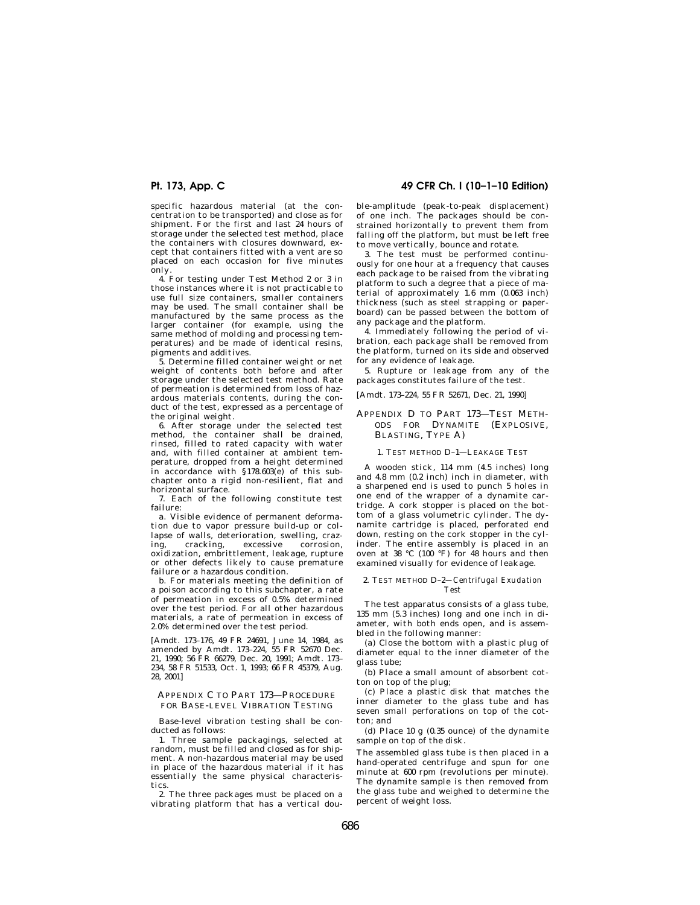specific hazardous material (at the concentration to be transported) and close as for shipment. For the first and last 24 hours of storage under the selected test method, place the containers with closures downward, except that containers fitted with a vent are so placed on each occasion for five minutes only.

4. For testing under Test Method 2 or 3 in those instances where it is not practicable to use full size containers, smaller containers may be used. The small container shall be manufactured by the same process as the larger container (for example, using the same method of molding and processing temperatures) and be made of identical resins, pigments and additives.

5. Determine filled container weight or net weight of contents both before and after storage under the selected test method. Rate of permeation is determined from loss of hazardous materials contents, during the conduct of the test, expressed as a percentage of the original weight.

6. After storage under the selected test method, the container shall be drained, rinsed, filled to rated capacity with water and, with filled container at ambient temperature, dropped from a height determined in accordance with §178.603(e) of this subchapter onto a rigid non-resilient, flat and horizontal surface.

7. Each of the following constitute test failure:

a. Visible evidence of permanent deformation due to vapor pressure build-up or collapse of walls, deterioration, swelling, crazing, cracking, excessive corrosion, oxidization, embrittlement, leakage, rupture or other defects likely to cause premature failure or a hazardous condition.

b. For materials meeting the definition of a poison according to this subchapter, a rate of permeation in excess of 0.5% determined over the test period. For all other hazardous materials, a rate of permeation in excess of 2.0% determined over the test period.

[Amdt. 173–176, 49 FR 24691, June 14, 1984, as amended by Amdt. 173–224, 55 FR 52670 Dec. 21, 1990; 56 FR 66279, Dec. 20, 1991; Amdt. 173–234, 58 FR 51533, Oct. 1, 1993; 66 FR 45379, Aug. 28, 2001]

## APPENDIX C TO PART 173—PROCEDURE FOR BASE-LEVEL VIBRATION TESTING

Base-level vibration testing shall be conducted as follows:

1. Three sample packagings, selected at random, must be filled and closed as for shipment. A non-hazardous material may be used in place of the hazardous material if it has essentially the same physical characteristics.

2. The three packages must be placed on a vibrating platform that has a vertical double-amplitude (peak-to-peak displacement) of one inch. The packages should be constrained horizontally to prevent them from falling off the platform, but must be left free to move vertically, bounce and rotate.

3. The test must be performed continuously for one hour at a frequency that causes each package to be raised from the vibrating platform to such a degree that a piece of material of approximately 1.6 mm (0.063 inch) thickness (such as steel strapping or paperboard) can be passed between the bottom of any package and the platform.

4. Immediately following the period of vibration, each package shall be removed from the platform, turned on its side and observed for any evidence of leakage.

5. Rupture or leakage from any of the packages constitutes failure of the test.

[Amdt. 173–224, 55 FR 52671, Dec. 21, 1990]

## APPENDIX D TO PART 173—TEST METHODS FOR DYNAMITE (EXPLOSIVE, BLASTING, TYPE A)

### 1. TEST METHOD D–1—LEAKAGE TEST

A wooden stick, 114 mm (4.5 inches) long and 4.8 mm (0.2 inch) inch in diameter, with a sharpened end is used to punch 5 holes in one end of the wrapper of a dynamite cartridge. A cork stopper is placed on the bottom of a glass volumetric cylinder. The dynamite cartridge is placed, perforated end down, resting on the cork stopper in the cylinder. The entire assembly is placed in an oven at 38 °C (100 °F) for 48 hours and then examined visually for evidence of leakage.

### 2. TEST METHOD D–2—*Centrifugal Exudation Test*

The test apparatus consists of a glass tube, 135 mm (5.3 inches) long and one inch in diameter, with both ends open, and is assembled in the following manner:

(a) Close the bottom with a plastic plug of diameter equal to the inner diameter of the glass tube;

(b) Place a small amount of absorbent cotton on top of the plug;

(c) Place a plastic disk that matches the inner diameter to the glass tube and has seven small perforations on top of the cotton; and

(d) Place 10 g (0.35 ounce) of the dynamite sample on top of the disk.

The assembled glass tube is then placed in a hand-operated centrifuge and spun for one minute at 600 rpm (revolutions per minute). The dynamite sample is then removed from the glass tube and weighed to determine the percent of weight loss.